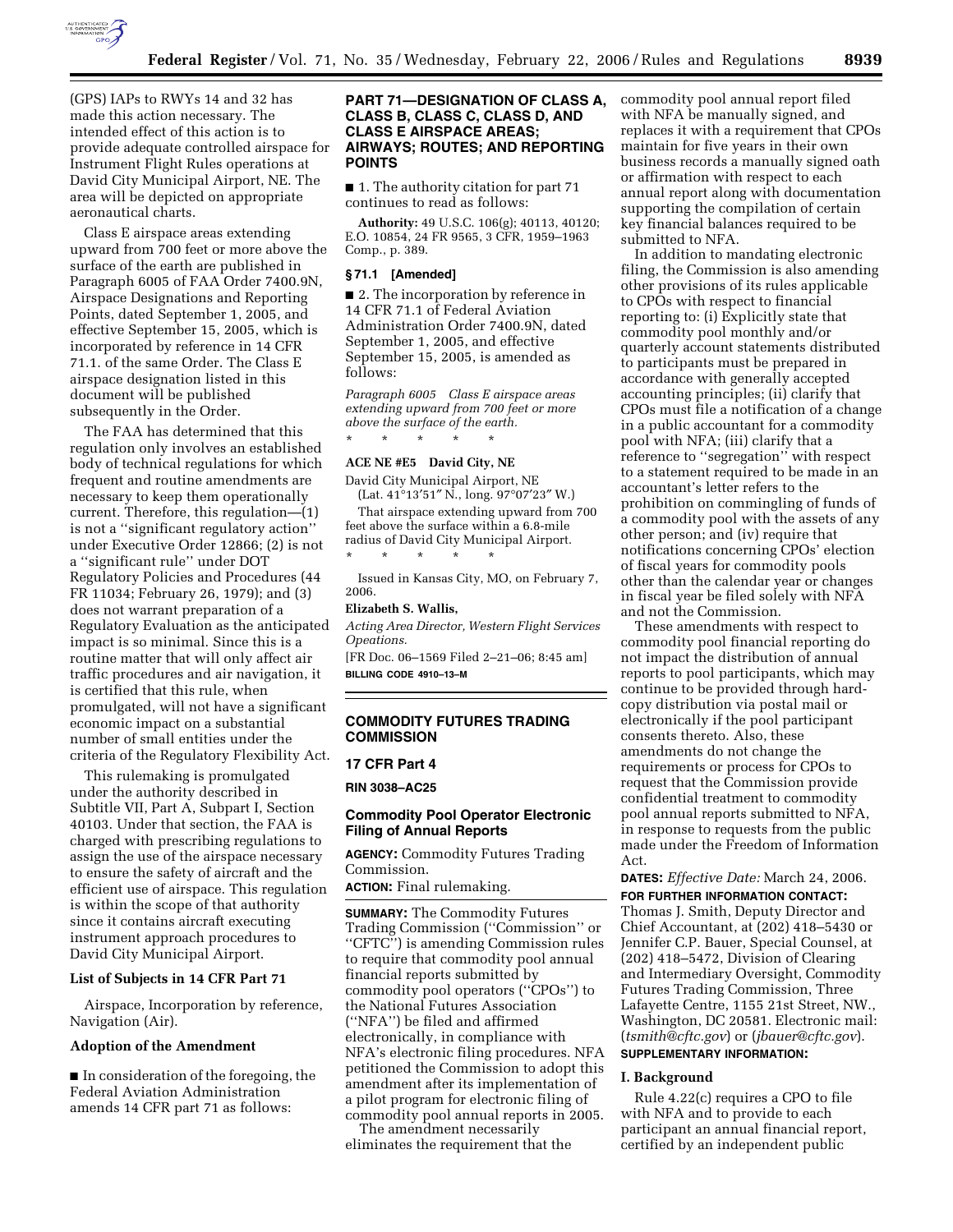(GPS) IAPs to RWYs 14 and 32 has made this action necessary. The intended effect of this action is to provide adequate controlled airspace for Instrument Flight Rules operations at David City Municipal Airport, NE. The area will be depicted on appropriate aeronautical charts.

Class E airspace areas extending upward from 700 feet or more above the surface of the earth are published in Paragraph 6005 of FAA Order 7400.9N, Airspace Designations and Reporting Points, dated September 1, 2005, and effective September 15, 2005, which is incorporated by reference in 14 CFR 71.1. of the same Order. The Class E airspace designation listed in this document will be published subsequently in the Order.

The FAA has determined that this regulation only involves an established body of technical regulations for which frequent and routine amendments are necessary to keep them operationally current. Therefore, this regulation—(1) is not a ''significant regulatory action'' under Executive Order 12866; (2) is not a ''significant rule'' under DOT Regulatory Policies and Procedures (44 FR 11034; February 26, 1979); and (3) does not warrant preparation of a Regulatory Evaluation as the anticipated impact is so minimal. Since this is a routine matter that will only affect air traffic procedures and air navigation, it is certified that this rule, when promulgated, will not have a significant economic impact on a substantial number of small entities under the criteria of the Regulatory Flexibility Act.

This rulemaking is promulgated under the authority described in Subtitle VII, Part A, Subpart I, Section 40103. Under that section, the FAA is charged with prescribing regulations to assign the use of the airspace necessary to ensure the safety of aircraft and the efficient use of airspace. This regulation is within the scope of that authority since it contains aircraft executing instrument approach procedures to David City Municipal Airport.

### List of Subjects in 14 CFR Part 71

Airspace, Incorporation by reference, Navigation (Air).

### Adoption of the Amendment

■ In consideration of the foregoing, the Federal Aviation Administration amends 14 CFR part 71 as follows:

## PART 71—DESIGNATION OF CLASS A, CLASS B, CLASS C, CLASS D, AND CLASS E AIRSPACE AREAS; AIRWAYS; ROUTES; AND REPORTING POINTS

■ 1. The authority citation for part 71 continues to read as follows:

**Authority:** 49 U.S.C. 106(g); 40113, 40120; E.O. 10854, 24 FR 9565, 3 CFR, 1959–1963 Comp., p. 389.

### § 71.1 [Amended]

■ 2. The incorporation by reference in 14 CFR 71.1 of Federal Aviation Administration Order 7400.9N, dated September 1, 2005, and effective September 15, 2005, is amended as follows:

*Paragraph 6005 Class E airspace areas extending upward from 700 feet or more above the surface of the earth.*

\* \* \* \* \*

**ACE NE #E5 David City, NE**

David City Municipal Airport, NE
(Lat. 41°13′51″ N., long. 97°07′23″ W.)

That airspace extending upward from 700 feet above the surface within a 6.8-mile radius of David City Municipal Airport.

\* \* \* \* \*

Issued in Kansas City, MO, on February 7, 2006.

**Elizabeth S. Wallis,**

*Acting Area Director, Western Flight Services Opeations.*

[FR Doc. 06–1569 Filed 2–21–06; 8:45 am]

**BILLING CODE 4910–13–M**

## COMMODITY FUTURES TRADING COMMISSION

### 17 CFR Part 4

**RIN 3038–AC25**

### Commodity Pool Operator Electronic Filing of Annual Reports

**AGENCY:** Commodity Futures Trading Commission.

**ACTION:** Final rulemaking.

**SUMMARY:** The Commodity Futures Trading Commission (''Commission'' or ''CFTC'') is amending Commission rules to require that commodity pool annual financial reports submitted by commodity pool operators (''CPOs'') to the National Futures Association (''NFA'') be filed and affirmed electronically, in compliance with NFA's electronic filing procedures. NFA petitioned the Commission to adopt this amendment after its implementation of a pilot program for electronic filing of commodity pool annual reports in 2005.

The amendment necessarily eliminates the requirement that the commodity pool annual report filed with NFA be manually signed, and replaces it with a requirement that CPOs maintain for five years in their own business records a manually signed oath or affirmation with respect to each annual report along with documentation supporting the compilation of certain key financial balances required to be submitted to NFA.

In addition to mandating electronic filing, the Commission is also amending other provisions of its rules applicable to CPOs with respect to financial reporting to: (i) Explicitly state that commodity pool monthly and/or quarterly account statements distributed to participants must be prepared in accordance with generally accepted accounting principles; (ii) clarify that CPOs must file a notification of a change in a public accountant for a commodity pool with NFA; (iii) clarify that a reference to ''segregation'' with respect to a statement required to be made in an accountant's letter refers to the prohibition on commingling of funds of a commodity pool with the assets of any other person; and (iv) require that notifications concerning CPOs' election of fiscal years for commodity pools other than the calendar year or changes in fiscal year be filed solely with NFA and not the Commission.

These amendments with respect to commodity pool financial reporting do not impact the distribution of annual reports to pool participants, which may continue to be provided through hard-copy distribution via postal mail or electronically if the pool participant consents thereto. Also, these amendments do not change the requirements or process for CPOs to request that the Commission provide confidential treatment to commodity pool annual reports submitted to NFA, in response to requests from the public made under the Freedom of Information Act.

**DATES:** *Effective Date:* March 24, 2006.

**FOR FURTHER INFORMATION CONTACT:** Thomas J. Smith, Deputy Director and Chief Accountant, at (202) 418–5430 or Jennifer C.P. Bauer, Special Counsel, at (202) 418–5472, Division of Clearing and Intermediary Oversight, Commodity Futures Trading Commission, Three Lafayette Centre, 1155 21st Street, NW., Washington, DC 20581. Electronic mail: (*tsmith@cftc.gov*) or (*jbauer@cftc.gov*).

**SUPPLEMENTARY INFORMATION:**

### I. Background

Rule 4.22(c) requires a CPO to file with NFA and to provide to each participant an annual financial report, certified by an independent public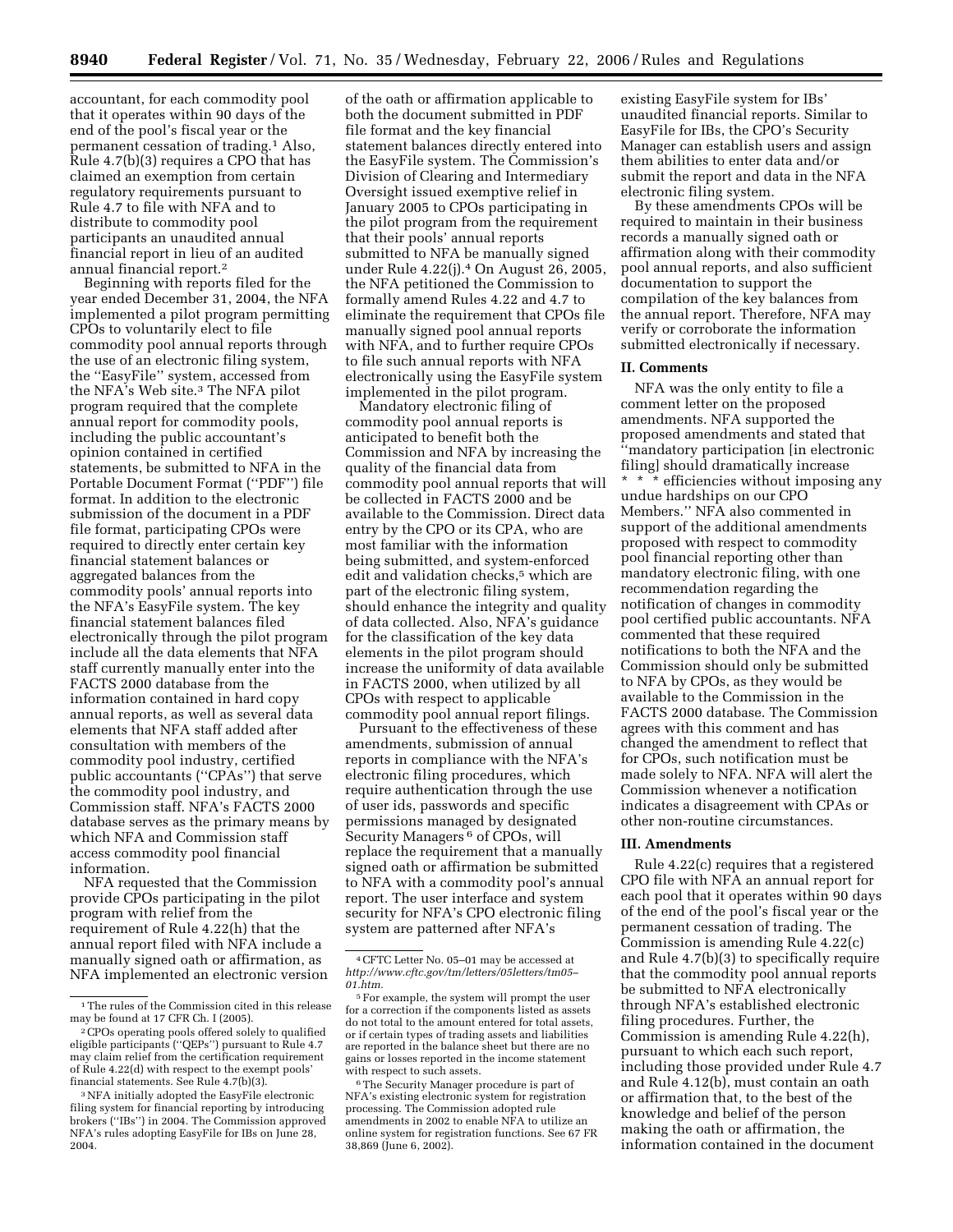accountant, for each commodity pool that it operates within 90 days of the end of the pool's fiscal year or the permanent cessation of trading.[1] Also, Rule 4.7(b)(3) requires a CPO that has claimed an exemption from certain regulatory requirements pursuant to Rule 4.7 to file with NFA and to distribute to commodity pool participants an unaudited annual financial report in lieu of an audited annual financial report.[2]

Beginning with reports filed for the year ended December 31, 2004, the NFA implemented a pilot program permitting CPOs to voluntarily elect to file commodity pool annual reports through the use of an electronic filing system, the ''EasyFile'' system, accessed from the NFA's Web site.[3] The NFA pilot program required that the complete annual report for commodity pools, including the public accountant's opinion contained in certified statements, be submitted to NFA in the Portable Document Format (''PDF'') file format. In addition to the electronic submission of the document in a PDF file format, participating CPOs were required to directly enter certain key financial statement balances or aggregated balances from the commodity pools' annual reports into the NFA's EasyFile system. The key financial statement balances filed electronically through the pilot program include all the data elements that NFA staff currently manually enter into the FACTS 2000 database from the information contained in hard copy annual reports, as well as several data elements that NFA staff added after consultation with members of the commodity pool industry, certified public accountants (''CPAs'') that serve the commodity pool industry, and Commission staff. NFA's FACTS 2000 database serves as the primary means by which NFA and Commission staff access commodity pool financial information.

NFA requested that the Commission provide CPOs participating in the pilot program with relief from the requirement of Rule 4.22(h) that the annual report filed with NFA include a manually signed oath or affirmation, as NFA implemented an electronic version of the oath or affirmation applicable to both the document submitted in PDF file format and the key financial statement balances directly entered into the EasyFile system. The Commission's Division of Clearing and Intermediary Oversight issued exemptive relief in January 2005 to CPOs participating in the pilot program from the requirement that their pools' annual reports submitted to NFA be manually signed under Rule 4.22(j).[4] On August 26, 2005, the NFA petitioned the Commission to formally amend Rules 4.22 and 4.7 to eliminate the requirement that CPOs file manually signed pool annual reports with NFA, and to further require CPOs to file such annual reports with NFA electronically using the EasyFile system implemented in the pilot program.

Mandatory electronic filing of commodity pool annual reports is anticipated to benefit both the Commission and NFA by increasing the quality of the financial data from commodity pool annual reports that will be collected in FACTS 2000 and be available to the Commission. Direct data entry by the CPO or its CPA, who are most familiar with the information being submitted, and system-enforced edit and validation checks,[5] which are part of the electronic filing system, should enhance the integrity and quality of data collected. Also, NFA's guidance for the classification of the key data elements in the pilot program should increase the uniformity of data available in FACTS 2000, when utilized by all CPOs with respect to applicable commodity pool annual report filings.

Pursuant to the effectiveness of these amendments, submission of annual reports in compliance with the NFA's electronic filing procedures, which require authentication through the use of user ids, passwords and specific permissions managed by designated Security Managers[6] of CPOs, will replace the requirement that a manually signed oath or affirmation be submitted to NFA with a commodity pool's annual report. The user interface and system security for NFA's CPO electronic filing system are patterned after NFA's existing EasyFile system for IBs' unaudited financial reports. Similar to EasyFile for IBs, the CPO's Security Manager can establish users and assign them abilities to enter data and/or submit the report and data in the NFA electronic filing system.

By these amendments CPOs will be required to maintain in their business records a manually signed oath or affirmation along with their commodity pool annual reports, and also sufficient documentation to support the compilation of the key balances from the annual report. Therefore, NFA may verify or corroborate the information submitted electronically if necessary.

## II. Comments

NFA was the only entity to file a comment letter on the proposed amendments. NFA supported the proposed amendments and stated that ''mandatory participation [in electronic filing] should dramatically increase * * * efficiencies without imposing any undue hardships on our CPO Members.'' NFA also commented in support of the additional amendments proposed with respect to commodity pool financial reporting other than mandatory electronic filing, with one recommendation regarding the notification of changes in commodity pool certified public accountants. NFA commented that these required notifications to both the NFA and the Commission should only be submitted to NFA by CPOs, as they would be available to the Commission in the FACTS 2000 database. The Commission agrees with this comment and has changed the amendment to reflect that for CPOs, such notification must be made solely to NFA. NFA will alert the Commission whenever a notification indicates a disagreement with CPAs or other non-routine circumstances.

## III. Amendments

Rule 4.22(c) requires that a registered CPO file with NFA an annual report for each pool that it operates within 90 days of the end of the pool's fiscal year or the permanent cessation of trading. The Commission is amending Rule 4.22(c) and Rule 4.7(b)(3) to specifically require that the commodity pool annual reports be submitted to NFA electronically through NFA's established electronic filing procedures. Further, the Commission is amending Rule 4.22(h), pursuant to which each such report, including those provided under Rule 4.7 and Rule 4.12(b), must contain an oath or affirmation that, to the best of the knowledge and belief of the person making the oath or affirmation, the information contained in the document

---

[1] The rules of the Commission cited in this release may be found at 17 CFR Ch. I (2005).

[2] CPOs operating pools offered solely to qualified eligible participants (''QEPs'') pursuant to Rule 4.7 may claim relief from the certification requirement of Rule 4.22(d) with respect to the exempt pools' financial statements. See Rule 4.7(b)(3).

[3] NFA initially adopted the EasyFile electronic filing system for financial reporting by introducing brokers (''IBs'') in 2004. The Commission approved NFA's rules adopting EasyFile for IBs on June 28, 2004.

[4] CFTC Letter No. 05–01 may be accessed at *http://www.cftc.gov/tm/letters/05letters/tm05–01.htm*.

[5] For example, the system will prompt the user for a correction if the components listed as assets do not total to the amount entered for total assets, or if certain types of trading assets and liabilities are reported in the balance sheet but there are no gains or losses reported in the income statement with respect to such assets.

[6] The Security Manager procedure is part of NFA's existing electronic system for registration processing. The Commission adopted rule amendments in 2002 to enable NFA to utilize an online system for registration functions. See 67 FR 38,869 (June 6, 2002).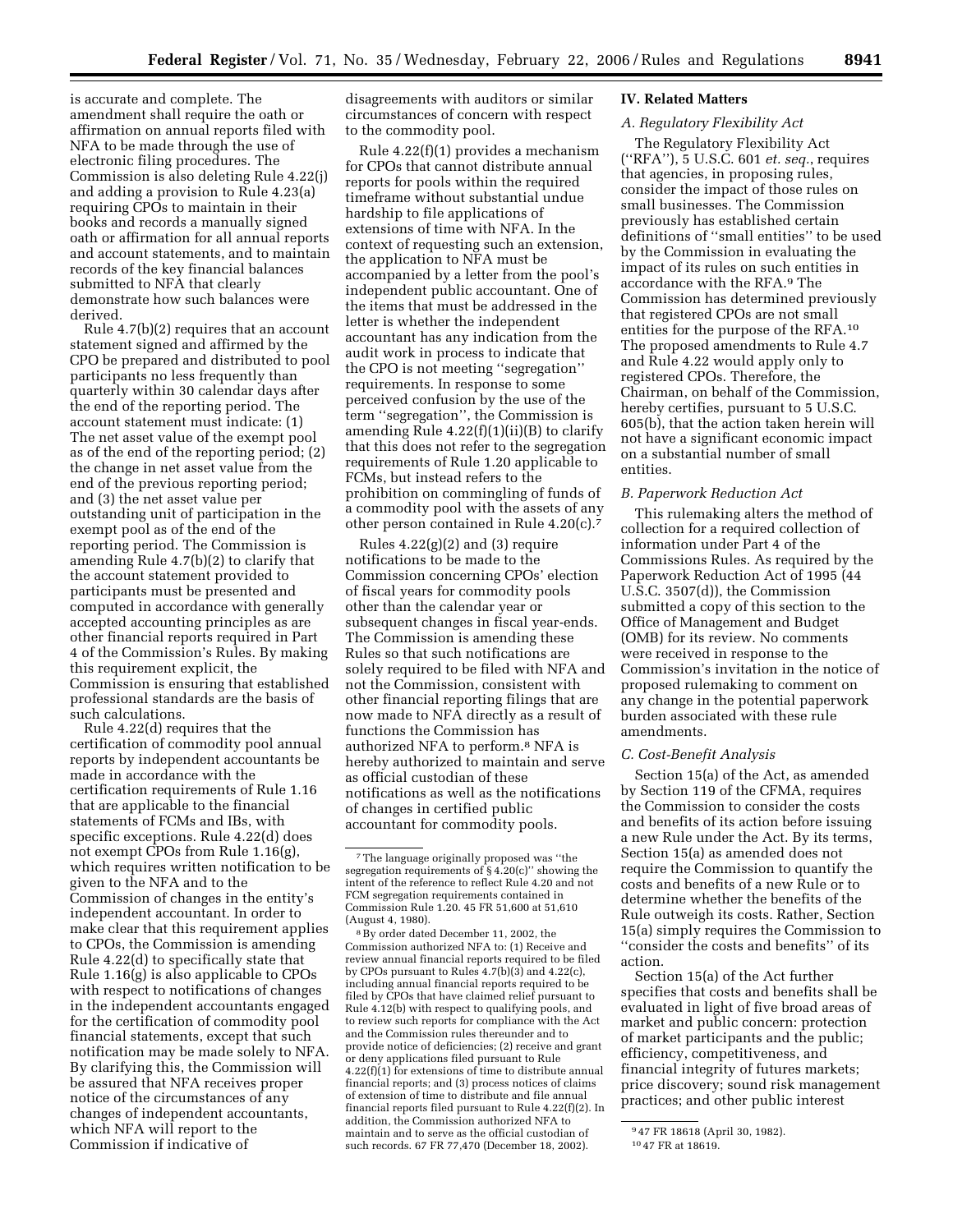is accurate and complete. The amendment shall require the oath or affirmation on annual reports filed with NFA to be made through the use of electronic filing procedures. The Commission is also deleting Rule 4.22(j) and adding a provision to Rule 4.23(a) requiring CPOs to maintain in their books and records a manually signed oath or affirmation for all annual reports and account statements, and to maintain records of the key financial balances submitted to NFA that clearly demonstrate how such balances were derived.

Rule 4.7(b)(2) requires that an account statement signed and affirmed by the CPO be prepared and distributed to pool participants no less frequently than quarterly within 30 calendar days after the end of the reporting period. The account statement must indicate: (1) The net asset value of the exempt pool as of the end of the reporting period; (2) the change in net asset value from the end of the previous reporting period; and (3) the net asset value per outstanding unit of participation in the exempt pool as of the end of the reporting period. The Commission is amending Rule 4.7(b)(2) to clarify that the account statement provided to participants must be presented and computed in accordance with generally accepted accounting principles as are other financial reports required in Part 4 of the Commission's Rules. By making this requirement explicit, the Commission is ensuring that established professional standards are the basis of such calculations.

Rule 4.22(d) requires that the certification of commodity pool annual reports by independent accountants be made in accordance with the certification requirements of Rule 1.16 that are applicable to the financial statements of FCMs and IBs, with specific exceptions. Rule 4.22(d) does not exempt CPOs from Rule 1.16(g), which requires written notification to be given to the NFA and to the Commission of changes in the entity's independent accountant. In order to make clear that this requirement applies to CPOs, the Commission is amending Rule 4.22(d) to specifically state that Rule 1.16(g) is also applicable to CPOs with respect to notifications of changes in the independent accountants engaged for the certification of commodity pool financial statements, except that such notification may be made solely to NFA. By clarifying this, the Commission will be assured that NFA receives proper notice of the circumstances of any changes of independent accountants, which NFA will report to the Commission if indicative of disagreements with auditors or similar circumstances of concern with respect to the commodity pool.

Rule 4.22(f)(1) provides a mechanism for CPOs that cannot distribute annual reports for pools within the required timeframe without substantial undue hardship to file applications of extensions of time with NFA. In the context of requesting such an extension, the application to NFA must be accompanied by a letter from the pool's independent public accountant. One of the items that must be addressed in the letter is whether the independent accountant has any indication from the audit work in process to indicate that the CPO is not meeting ''segregation'' requirements. In response to some perceived confusion by the use of the term ''segregation'', the Commission is amending Rule 4.22(f)(1)(ii)(B) to clarify that this does not refer to the segregation requirements of Rule 1.20 applicable to FCMs, but instead refers to the prohibition on commingling of funds of a commodity pool with the assets of any other person contained in Rule 4.20(c).[7]

Rules 4.22(g)(2) and (3) require notifications to be made to the Commission concerning CPOs' election of fiscal years for commodity pools other than the calendar year or subsequent changes in fiscal year-ends. The Commission is amending these Rules so that such notifications are solely required to be filed with NFA and not the Commission, consistent with other financial reporting filings that are now made to NFA directly as a result of functions the Commission has authorized NFA to perform.[8] NFA is hereby authorized to maintain and serve as official custodian of these notifications as well as the notifications of changes in certified public accountant for commodity pools.

## IV. Related Matters

### A. Regulatory Flexibility Act

The Regulatory Flexibility Act (''RFA''), 5 U.S.C. 601 *et. seq.*, requires that agencies, in proposing rules, consider the impact of those rules on small businesses. The Commission previously has established certain definitions of ''small entities'' to be used by the Commission in evaluating the impact of its rules on such entities in accordance with the RFA.[9] The Commission has determined previously that registered CPOs are not small entities for the purpose of the RFA.[10] The proposed amendments to Rule 4.7 and Rule 4.22 would apply only to registered CPOs. Therefore, the Chairman, on behalf of the Commission, hereby certifies, pursuant to 5 U.S.C. 605(b), that the action taken herein will not have a significant economic impact on a substantial number of small entities.

### B. Paperwork Reduction Act

This rulemaking alters the method of collection for a required collection of information under Part 4 of the Commissions Rules. As required by the Paperwork Reduction Act of 1995 (44 U.S.C. 3507(d)), the Commission submitted a copy of this section to the Office of Management and Budget (OMB) for its review. No comments were received in response to the Commission's invitation in the notice of proposed rulemaking to comment on any change in the potential paperwork burden associated with these rule amendments.

### C. Cost-Benefit Analysis

Section 15(a) of the Act, as amended by Section 119 of the CFMA, requires the Commission to consider the costs and benefits of its action before issuing a new Rule under the Act. By its terms, Section 15(a) as amended does not require the Commission to quantify the costs and benefits of a new Rule or to determine whether the benefits of the Rule outweigh its costs. Rather, Section 15(a) simply requires the Commission to ''consider the costs and benefits'' of its action.

Section 15(a) of the Act further specifies that costs and benefits shall be evaluated in light of five broad areas of market and public concern: protection of market participants and the public; efficiency, competitiveness, and financial integrity of futures markets; price discovery; sound risk management practices; and other public interest

---

[7] The language originally proposed was ''the segregation requirements of § 4.20(c)'' showing the intent of the reference to reflect Rule 4.20 and not FCM segregation requirements contained in Commission Rule 1.20. 45 FR 51,600 at 51,610 (August 4, 1980).

[8] By order dated December 11, 2002, the Commission authorized NFA to: (1) Receive and review annual financial reports required to be filed by CPOs pursuant to Rules 4.7(b)(3) and 4.22(c), including annual financial reports required to be filed by CPOs that have claimed relief pursuant to Rule 4.12(b) with respect to qualifying pools, and to review such reports for compliance with the Act and the Commission rules thereunder and to provide notice of deficiencies; (2) receive and grant or deny applications filed pursuant to Rule 4.22(f)(1) for extensions of time to distribute annual financial reports; and (3) process notices of claims of extension of time to distribute and file annual financial reports filed pursuant to Rule 4.22(f)(2). In addition, the Commission authorized NFA to maintain and to serve as the official custodian of such records. 67 FR 77,470 (December 18, 2002).

[9] 47 FR 18618 (April 30, 1982).

[10] 47 FR at 18619.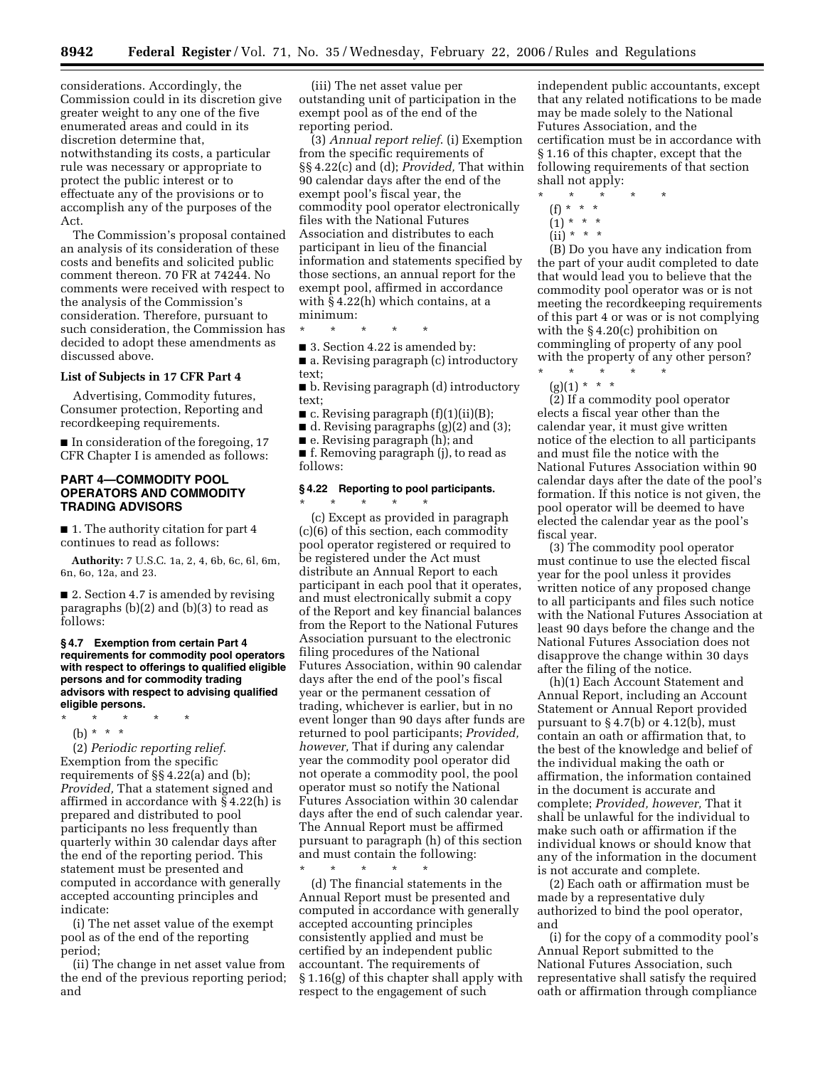considerations. Accordingly, the Commission could in its discretion give greater weight to any one of the five enumerated areas and could in its discretion determine that, notwithstanding its costs, a particular rule was necessary or appropriate to protect the public interest or to effectuate any of the provisions or to accomplish any of the purposes of the Act.

The Commission's proposal contained an analysis of its consideration of these costs and benefits and solicited public comment thereon. 70 FR at 74244. No comments were received with respect to the analysis of the Commission's consideration. Therefore, pursuant to such consideration, the Commission has decided to adopt these amendments as discussed above.

### List of Subjects in 17 CFR Part 4

Advertising, Commodity futures, Consumer protection, Reporting and recordkeeping requirements.

■ In consideration of the foregoing, 17 CFR Chapter I is amended as follows:

## PART 4—COMMODITY POOL OPERATORS AND COMMODITY TRADING ADVISORS

■ 1. The authority citation for part 4 continues to read as follows:

**Authority:** 7 U.S.C. 1a, 2, 4, 6b, 6c, 6l, 6m, 6n, 6o, 12a, and 23.

■ 2. Section 4.7 is amended by revising paragraphs (b)(2) and (b)(3) to read as follows:

**§ 4.7 Exemption from certain Part 4 requirements for commodity pool operators with respect to offerings to qualified eligible persons and for commodity trading advisors with respect to advising qualified eligible persons.**

\* \* \* \* \*

(b) \* \* \*

(2) *Periodic reporting relief.* Exemption from the specific requirements of §§ 4.22(a) and (b); *Provided,* That a statement signed and affirmed in accordance with § 4.22(h) is prepared and distributed to pool participants no less frequently than quarterly within 30 calendar days after the end of the reporting period. This statement must be presented and computed in accordance with generally accepted accounting principles and indicate:

(i) The net asset value of the exempt pool as of the end of the reporting period;

(ii) The change in net asset value from the end of the previous reporting period; and

(iii) The net asset value per outstanding unit of participation in the exempt pool as of the end of the reporting period.

(3) *Annual report relief.* (i) Exemption from the specific requirements of §§ 4.22(c) and (d); *Provided,* That within 90 calendar days after the end of the exempt pool's fiscal year, the commodity pool operator electronically files with the National Futures Association and distributes to each participant in lieu of the financial information and statements specified by those sections, an annual report for the exempt pool, affirmed in accordance with § 4.22(h) which contains, at a minimum:

\* \* \* \* \*

■ 3. Section 4.22 is amended by:

■ a. Revising paragraph (c) introductory text;

■ b. Revising paragraph (d) introductory text;

■ c. Revising paragraph (f)(1)(ii)(B);

■ d. Revising paragraphs (g)(2) and (3);

■ e. Revising paragraph (h); and

■ f. Removing paragraph (j), to read as follows:

**§ 4.22 Reporting to pool participants.**

\* \* \* \* \*

(c) Except as provided in paragraph (c)(6) of this section, each commodity pool operator registered or required to be registered under the Act must distribute an Annual Report to each participant in each pool that it operates, and must electronically submit a copy of the Report and key financial balances from the Report to the National Futures Association pursuant to the electronic filing procedures of the National Futures Association, within 90 calendar days after the end of the pool's fiscal year or the permanent cessation of trading, whichever is earlier, but in no event longer than 90 days after funds are returned to pool participants; *Provided, however,* That if during any calendar year the commodity pool operator did not operate a commodity pool, the pool operator must so notify the National Futures Association within 30 calendar days after the end of such calendar year. The Annual Report must be affirmed pursuant to paragraph (h) of this section and must contain the following:

\* \* \* \* \*

(d) The financial statements in the Annual Report must be presented and computed in accordance with generally accepted accounting principles consistently applied and must be certified by an independent public accountant. The requirements of § 1.16(g) of this chapter shall apply with respect to the engagement of such independent public accountants, except that any related notifications to be made may be made solely to the National Futures Association, and the certification must be in accordance with § 1.16 of this chapter, except that the following requirements of that section shall not apply:

\* \* \* \* \*

(f) \* \* \*

(1) \* \* \*

(ii) \* \* \*

(B) Do you have any indication from the part of your audit completed to date that would lead you to believe that the commodity pool operator was or is not meeting the recordkeeping requirements of this part 4 or was or is not complying with the § 4.20(c) prohibition on commingling of property of any pool with the property of any other person?

\* \* \* \* \*

(g)(1) \* \* \*

(2) If a commodity pool operator elects a fiscal year other than the calendar year, it must give written notice of the election to all participants and must file the notice with the National Futures Association within 90 calendar days after the date of the pool's formation. If this notice is not given, the pool operator will be deemed to have elected the calendar year as the pool's fiscal year.

(3) The commodity pool operator must continue to use the elected fiscal year for the pool unless it provides written notice of any proposed change to all participants and files such notice with the National Futures Association at least 90 days before the change and the National Futures Association does not disapprove the change within 30 days after the filing of the notice.

(h)(1) Each Account Statement and Annual Report, including an Account Statement or Annual Report provided pursuant to § 4.7(b) or 4.12(b), must contain an oath or affirmation that, to the best of the knowledge and belief of the individual making the oath or affirmation, the information contained in the document is accurate and complete; *Provided, however,* That it shall be unlawful for the individual to make such oath or affirmation if the individual knows or should know that any of the information in the document is not accurate and complete.

(2) Each oath or affirmation must be made by a representative duly authorized to bind the pool operator, and

(i) for the copy of a commodity pool's Annual Report submitted to the National Futures Association, such representative shall satisfy the required oath or affirmation through compliance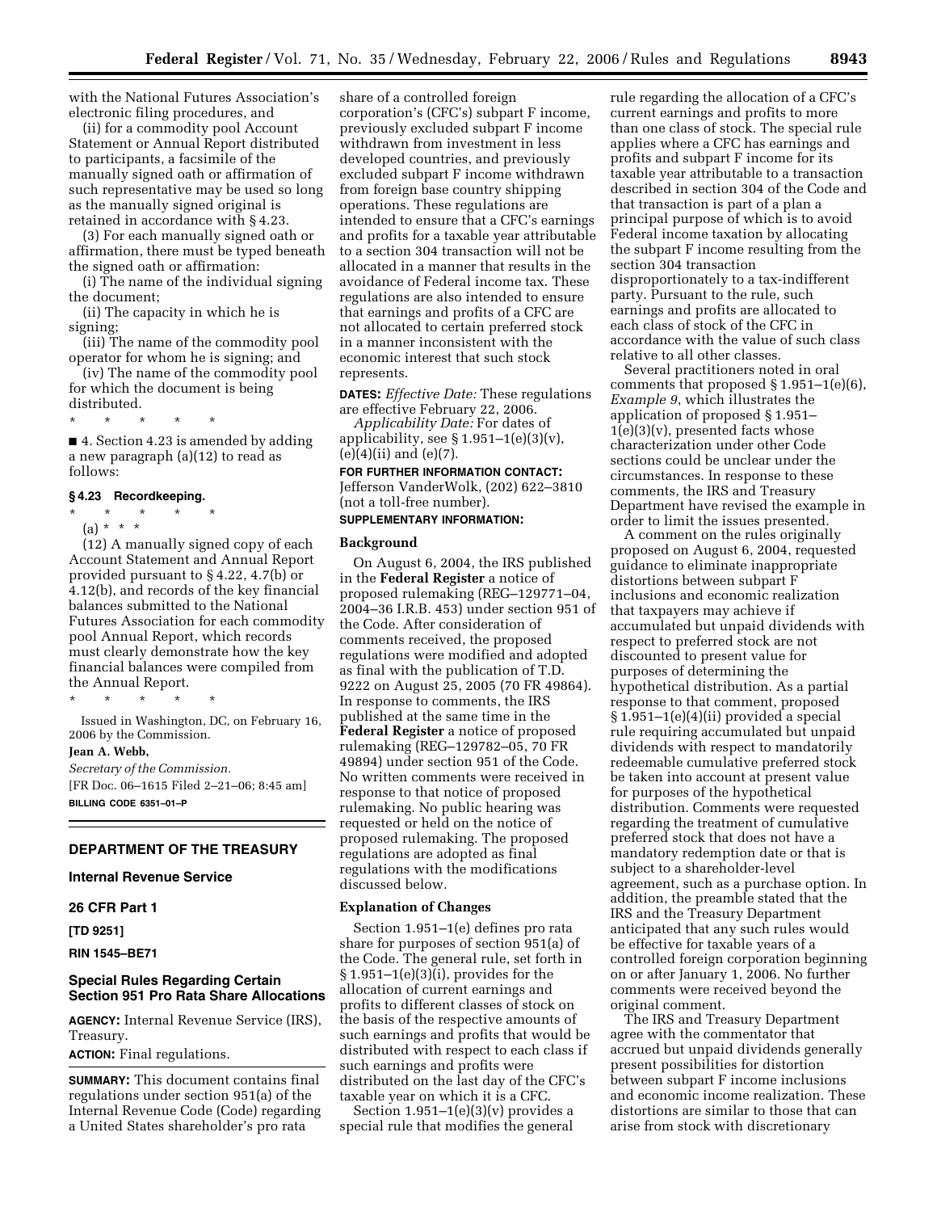with the National Futures Association's electronic filing procedures, and

(ii) for a commodity pool Account Statement or Annual Report distributed to participants, a facsimile of the manually signed oath or affirmation of such representative may be used so long as the manually signed original is retained in accordance with § 4.23.

(3) For each manually signed oath or affirmation, there must be typed beneath the signed oath or affirmation:

(i) The name of the individual signing the document;

(ii) The capacity in which he is signing;

(iii) The name of the commodity pool operator for whom he is signing; and

(iv) The name of the commodity pool for which the document is being distributed.

\* \* \* \* \*

■ 4. Section 4.23 is amended by adding a new paragraph (a)(12) to read as follows:

### § 4.23 Recordkeeping.

\* \* \* \* \*

(a) \* \* \*

(12) A manually signed copy of each Account Statement and Annual Report provided pursuant to § 4.22, 4.7(b) or 4.12(b), and records of the key financial balances submitted to the National Futures Association for each commodity pool Annual Report, which records must clearly demonstrate how the key financial balances were compiled from the Annual Report.

\* \* \* \* \*

Issued in Washington, DC, on February 16, 2006 by the Commission.

**Jean A. Webb,**

*Secretary of the Commission.*

[FR Doc. 06–1615 Filed 2–21–06; 8:45 am]

**BILLING CODE 6351–01–P**

## DEPARTMENT OF THE TREASURY

### Internal Revenue Service

### 26 CFR Part 1

**[TD 9251]**

**RIN 1545–BE71**

## Special Rules Regarding Certain Section 951 Pro Rata Share Allocations

**AGENCY:** Internal Revenue Service (IRS), Treasury.

**ACTION:** Final regulations.

**SUMMARY:** This document contains final regulations under section 951(a) of the Internal Revenue Code (Code) regarding a United States shareholder's pro rata share of a controlled foreign corporation's (CFC's) subpart F income, previously excluded subpart F income withdrawn from investment in less developed countries, and previously excluded subpart F income withdrawn from foreign base country shipping operations. These regulations are intended to ensure that a CFC's earnings and profits for a taxable year attributable to a section 304 transaction will not be allocated in a manner that results in the avoidance of Federal income tax. These regulations are also intended to ensure that earnings and profits of a CFC are not allocated to certain preferred stock in a manner inconsistent with the economic interest that such stock represents.

**DATES:** *Effective Date:* These regulations are effective February 22, 2006.

*Applicability Date:* For dates of applicability, see § 1.951–1(e)(3)(v), (e)(4)(ii) and (e)(7).

**FOR FURTHER INFORMATION CONTACT:** Jefferson VanderWolk, (202) 622–3810 (not a toll-free number).

**SUPPLEMENTARY INFORMATION:**

### Background

On August 6, 2004, the IRS published in the **Federal Register** a notice of proposed rulemaking (REG–129771–04, 2004–36 I.R.B. 453) under section 951 of the Code. After consideration of comments received, the proposed regulations were modified and adopted as final with the publication of T.D. 9222 on August 25, 2005 (70 FR 49864). In response to comments, the IRS published at the same time in the **Federal Register** a notice of proposed rulemaking (REG–129782–05, 70 FR 49894) under section 951 of the Code. No written comments were received in response to that notice of proposed rulemaking. No public hearing was requested or held on the notice of proposed rulemaking. The proposed regulations are adopted as final regulations with the modifications discussed below.

### Explanation of Changes

Section 1.951–1(e) defines pro rata share for purposes of section 951(a) of the Code. The general rule, set forth in § 1.951–1(e)(3)(i), provides for the allocation of current earnings and profits to different classes of stock on the basis of the respective amounts of such earnings and profits that would be distributed with respect to each class if such earnings and profits were distributed on the last day of the CFC's taxable year on which it is a CFC.

Section 1.951–1(e)(3)(v) provides a special rule that modifies the general rule regarding the allocation of a CFC's current earnings and profits to more than one class of stock. The special rule applies where a CFC has earnings and profits and subpart F income for its taxable year attributable to a transaction described in section 304 of the Code and that transaction is part of a plan a principal purpose of which is to avoid Federal income taxation by allocating the subpart F income resulting from the section 304 transaction disproportionately to a tax-indifferent party. Pursuant to the rule, such earnings and profits are allocated to each class of stock of the CFC in accordance with the value of such class relative to all other classes.

Several practitioners noted in oral comments that proposed § 1.951–1(e)(6), *Example 9*, which illustrates the application of proposed § 1.951–1(e)(3)(v), presented facts whose characterization under other Code sections could be unclear under the circumstances. In response to these comments, the IRS and Treasury Department have revised the example in order to limit the issues presented.

A comment on the rules originally proposed on August 6, 2004, requested guidance to eliminate inappropriate distortions between subpart F inclusions and economic realization that taxpayers may achieve if accumulated but unpaid dividends with respect to preferred stock are not discounted to present value for purposes of determining the hypothetical distribution. As a partial response to that comment, proposed § 1.951–1(e)(4)(ii) provided a special rule requiring accumulated but unpaid dividends with respect to mandatorily redeemable cumulative preferred stock be taken into account at present value for purposes of the hypothetical distribution. Comments were requested regarding the treatment of cumulative preferred stock that does not have a mandatory redemption date or that is subject to a shareholder-level agreement, such as a purchase option. In addition, the preamble stated that the IRS and the Treasury Department anticipated that any such rules would be effective for taxable years of a controlled foreign corporation beginning on or after January 1, 2006. No further comments were received beyond the original comment.

The IRS and Treasury Department agree with the commentator that accrued but unpaid dividends generally present possibilities for distortion between subpart F income inclusions and economic income realization. These distortions are similar to those that can arise from stock with discretionary